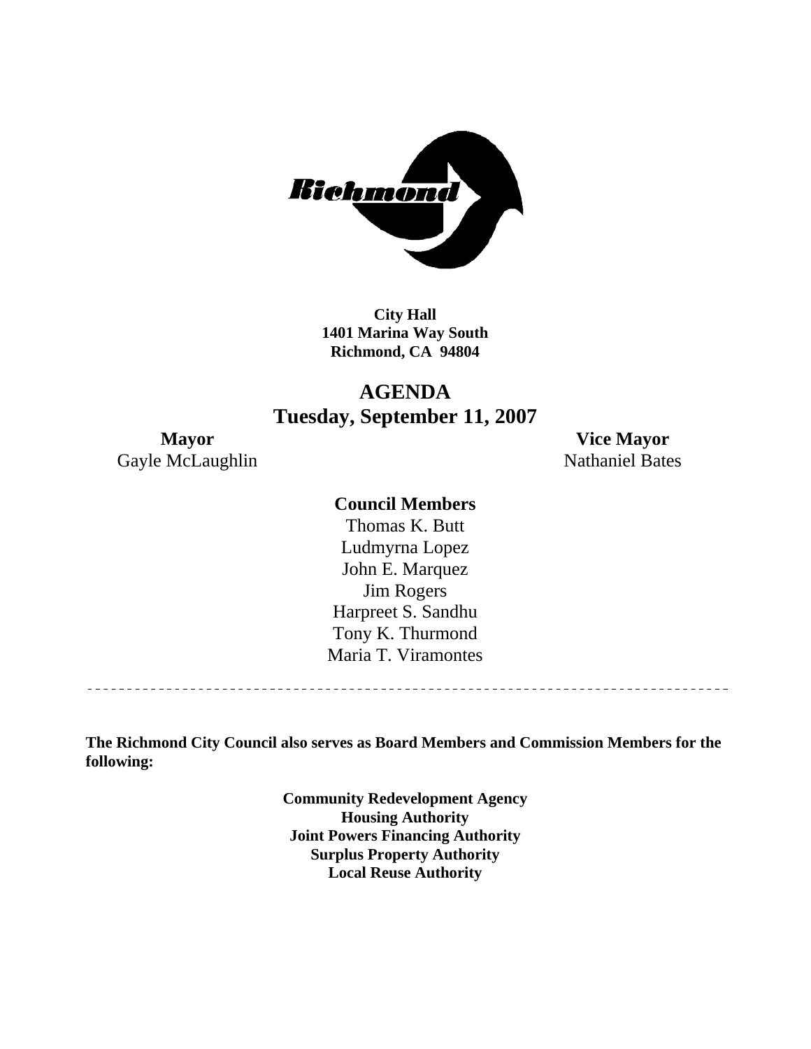**City Hall**
**1401 Marina Way South**
**Richmond, CA 94804**

# AGENDA
## Tuesday, September 11, 2007

**Mayor**
Gayle McLaughlin

**Vice Mayor**
Nathaniel Bates

**Council Members**

Thomas K. Butt
Ludmyrna Lopez
John E. Marquez
Jim Rogers
Harpreet S. Sandhu
Tony K. Thurmond
Maria T. Viramontes

---

**The Richmond City Council also serves as Board Members and Commission Members for the following:**

**Community Redevelopment Agency**
**Housing Authority**
**Joint Powers Financing Authority**
**Surplus Property Authority**
**Local Reuse Authority**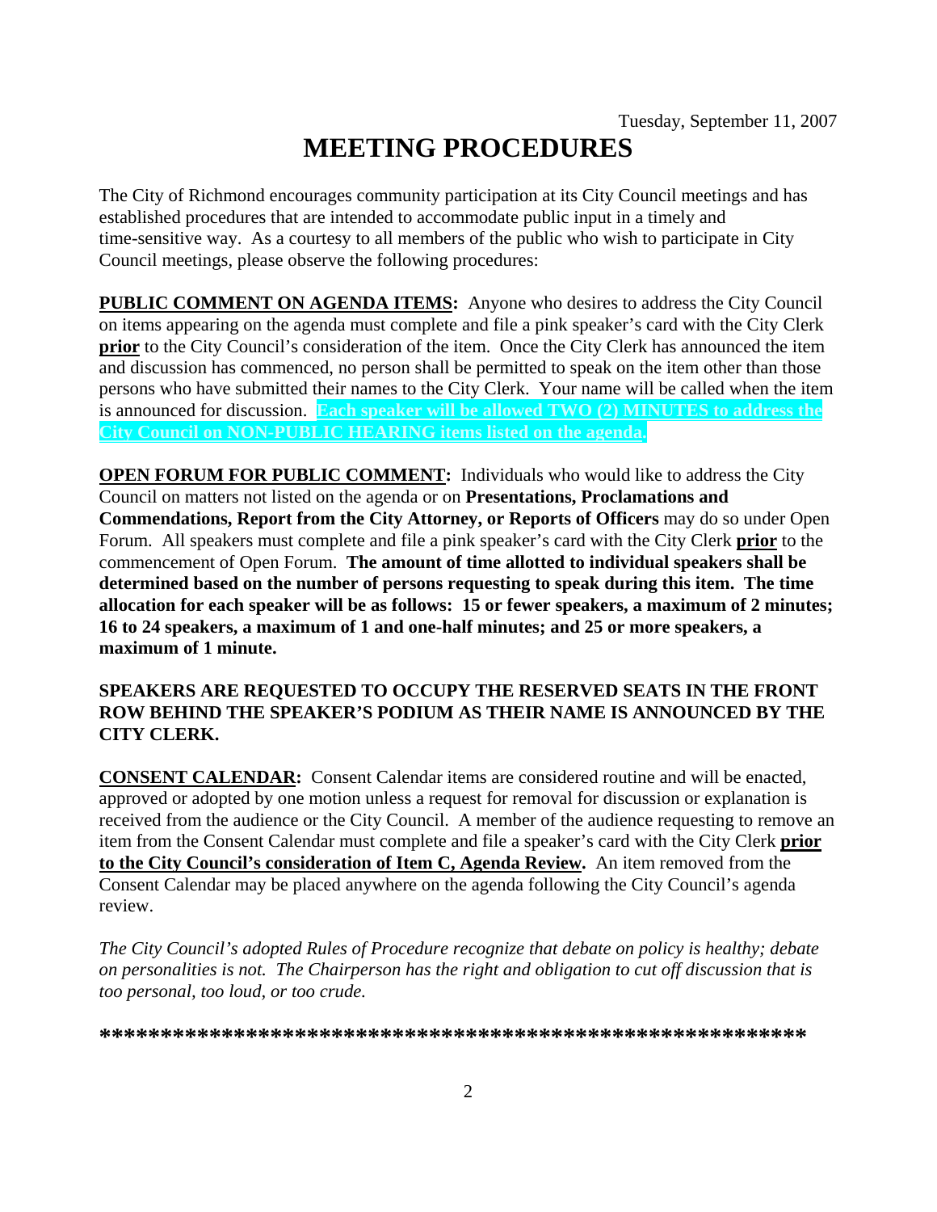Tuesday, September 11, 2007

# MEETING PROCEDURES

The City of Richmond encourages community participation at its City Council meetings and has established procedures that are intended to accommodate public input in a timely and time-sensitive way. As a courtesy to all members of the public who wish to participate in City Council meetings, please observe the following procedures:

**PUBLIC COMMENT ON AGENDA ITEMS:** Anyone who desires to address the City Council on items appearing on the agenda must complete and file a pink speaker's card with the City Clerk **prior** to the City Council's consideration of the item. Once the City Clerk has announced the item and discussion has commenced, no person shall be permitted to speak on the item other than those persons who have submitted their names to the City Clerk. Your name will be called when the item is announced for discussion. **Each speaker will be allowed TWO (2) MINUTES to address the City Council on NON-PUBLIC HEARING items listed on the agenda.**

**OPEN FORUM FOR PUBLIC COMMENT:** Individuals who would like to address the City Council on matters not listed on the agenda or on **Presentations, Proclamations and Commendations, Report from the City Attorney, or Reports of Officers** may do so under Open Forum. All speakers must complete and file a pink speaker's card with the City Clerk **prior** to the commencement of Open Forum. **The amount of time allotted to individual speakers shall be determined based on the number of persons requesting to speak during this item. The time allocation for each speaker will be as follows: 15 or fewer speakers, a maximum of 2 minutes; 16 to 24 speakers, a maximum of 1 and one-half minutes; and 25 or more speakers, a maximum of 1 minute.**

**SPEAKERS ARE REQUESTED TO OCCUPY THE RESERVED SEATS IN THE FRONT ROW BEHIND THE SPEAKER'S PODIUM AS THEIR NAME IS ANNOUNCED BY THE CITY CLERK.**

**CONSENT CALENDAR:** Consent Calendar items are considered routine and will be enacted, approved or adopted by one motion unless a request for removal for discussion or explanation is received from the audience or the City Council. A member of the audience requesting to remove an item from the Consent Calendar must complete and file a speaker's card with the City Clerk **prior to the City Council's consideration of Item C, Agenda Review.** An item removed from the Consent Calendar may be placed anywhere on the agenda following the City Council's agenda review.

*The City Council's adopted Rules of Procedure recognize that debate on policy is healthy; debate on personalities is not. The Chairperson has the right and obligation to cut off discussion that is too personal, too loud, or too crude.*

**********************************************************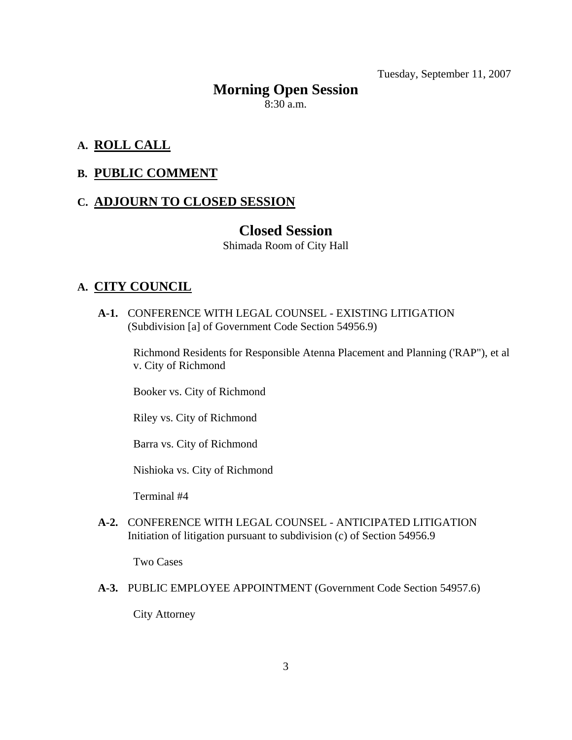Tuesday, September 11, 2007

# Morning Open Session

8:30 a.m.

## A. ROLL CALL

## B. PUBLIC COMMENT

## C. ADJOURN TO CLOSED SESSION

# Closed Session

Shimada Room of City Hall

## A. CITY COUNCIL

**A-1.** CONFERENCE WITH LEGAL COUNSEL - EXISTING LITIGATION (Subdivision [a] of Government Code Section 54956.9)

Richmond Residents for Responsible Atenna Placement and Planning ('RAP"), et al v. City of Richmond

Booker vs. City of Richmond

Riley vs. City of Richmond

Barra vs. City of Richmond

Nishioka vs. City of Richmond

Terminal #4

**A-2.** CONFERENCE WITH LEGAL COUNSEL - ANTICIPATED LITIGATION Initiation of litigation pursuant to subdivision (c) of Section 54956.9

Two Cases

**A-3.** PUBLIC EMPLOYEE APPOINTMENT (Government Code Section 54957.6)

City Attorney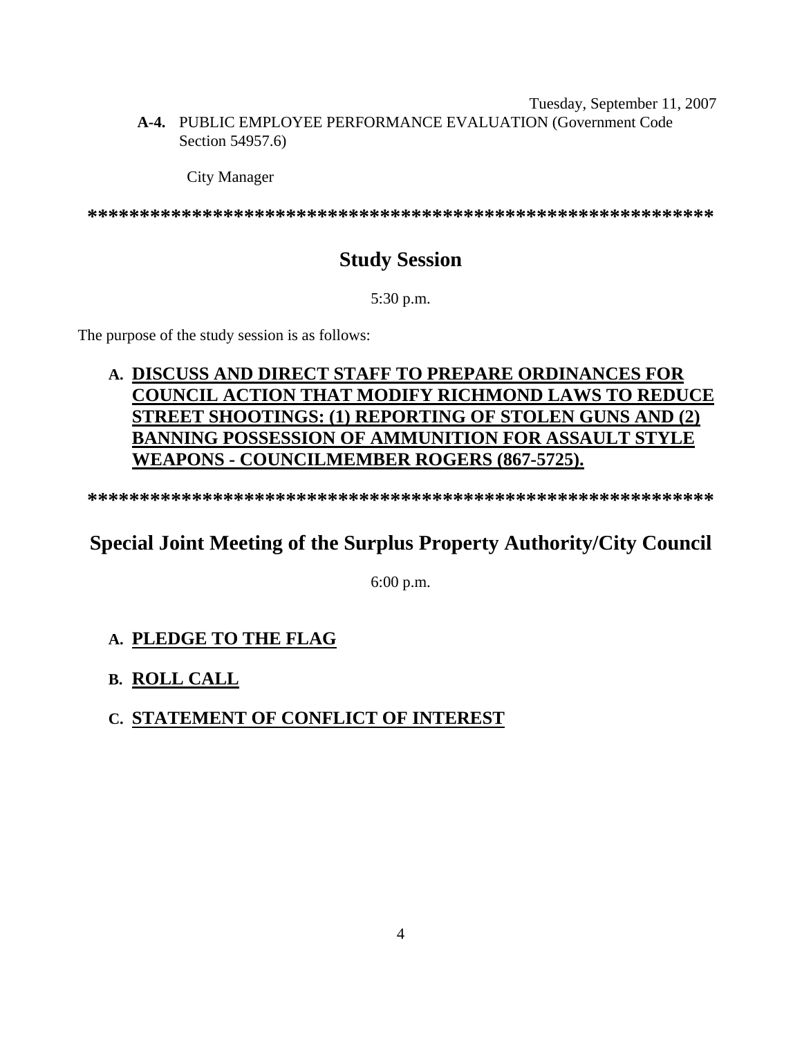**A-4.** PUBLIC EMPLOYEE PERFORMANCE EVALUATION (Government Code Section 54957.6)

City Manager

************************************************************

## Study Session

5:30 p.m.

The purpose of the study session is as follows:

**A. DISCUSS AND DIRECT STAFF TO PREPARE ORDINANCES FOR COUNCIL ACTION THAT MODIFY RICHMOND LAWS TO REDUCE STREET SHOOTINGS: (1) REPORTING OF STOLEN GUNS AND (2) BANNING POSSESSION OF AMMUNITION FOR ASSAULT STYLE WEAPONS - COUNCILMEMBER ROGERS (867-5725).**

************************************************************

## Special Joint Meeting of the Surplus Property Authority/City Council

6:00 p.m.

**A. PLEDGE TO THE FLAG**

**B. ROLL CALL**

**C. STATEMENT OF CONFLICT OF INTEREST**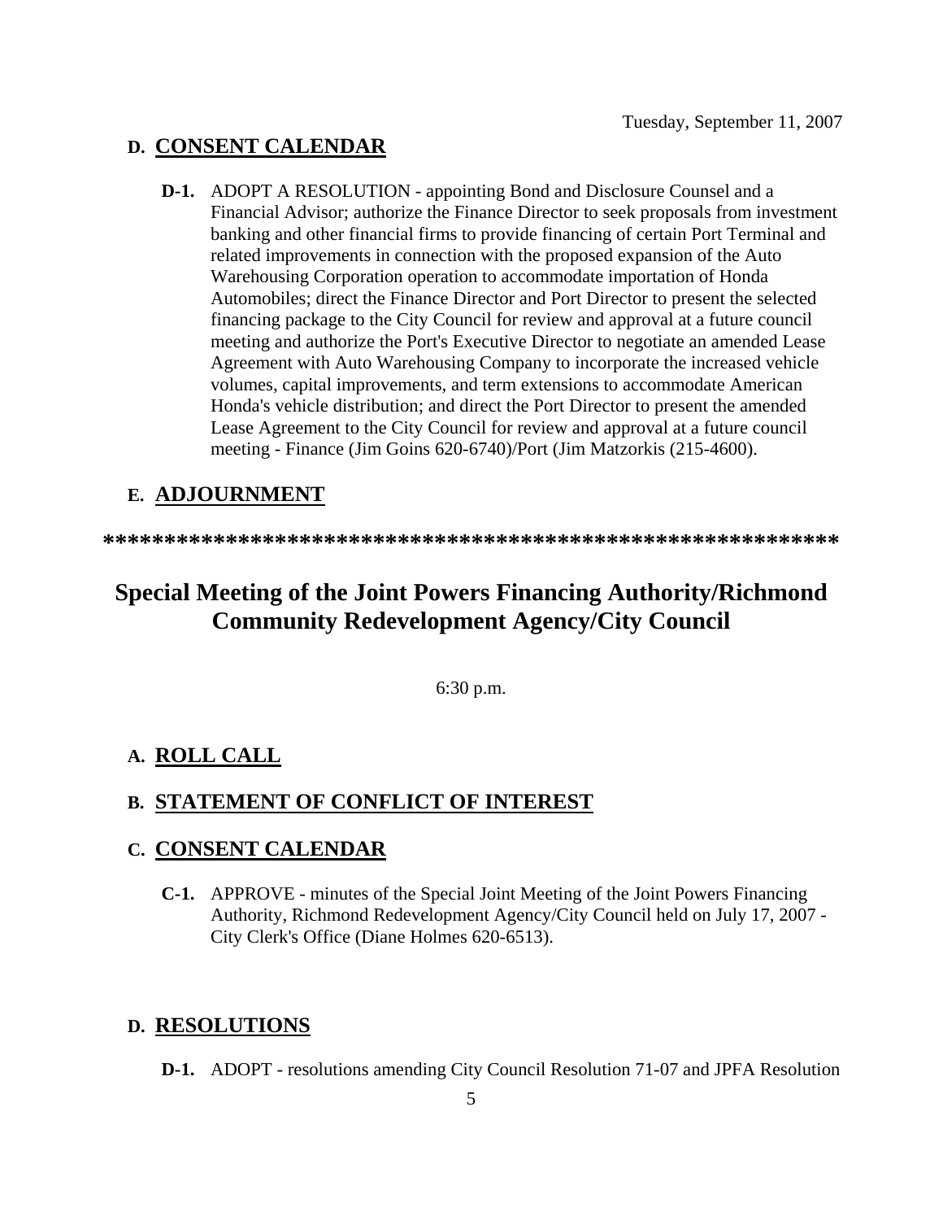Tuesday, September 11, 2007

## D. CONSENT CALENDAR

**D-1.** ADOPT A RESOLUTION - appointing Bond and Disclosure Counsel and a Financial Advisor; authorize the Finance Director to seek proposals from investment banking and other financial firms to provide financing of certain Port Terminal and related improvements in connection with the proposed expansion of the Auto Warehousing Corporation operation to accommodate importation of Honda Automobiles; direct the Finance Director and Port Director to present the selected financing package to the City Council for review and approval at a future council meeting and authorize the Port's Executive Director to negotiate an amended Lease Agreement with Auto Warehousing Company to incorporate the increased vehicle volumes, capital improvements, and term extensions to accommodate American Honda's vehicle distribution; and direct the Port Director to present the amended Lease Agreement to the City Council for review and approval at a future council meeting - Finance (Jim Goins 620-6740)/Port (Jim Matzorkis (215-4600).

## E. ADJOURNMENT

*************************************************************

# Special Meeting of the Joint Powers Financing Authority/Richmond Community Redevelopment Agency/City Council

6:30 p.m.

## A. ROLL CALL

## B. STATEMENT OF CONFLICT OF INTEREST

## C. CONSENT CALENDAR

**C-1.** APPROVE - minutes of the Special Joint Meeting of the Joint Powers Financing Authority, Richmond Redevelopment Agency/City Council held on July 17, 2007 - City Clerk's Office (Diane Holmes 620-6513).

## D. RESOLUTIONS

**D-1.** ADOPT - resolutions amending City Council Resolution 71-07 and JPFA Resolution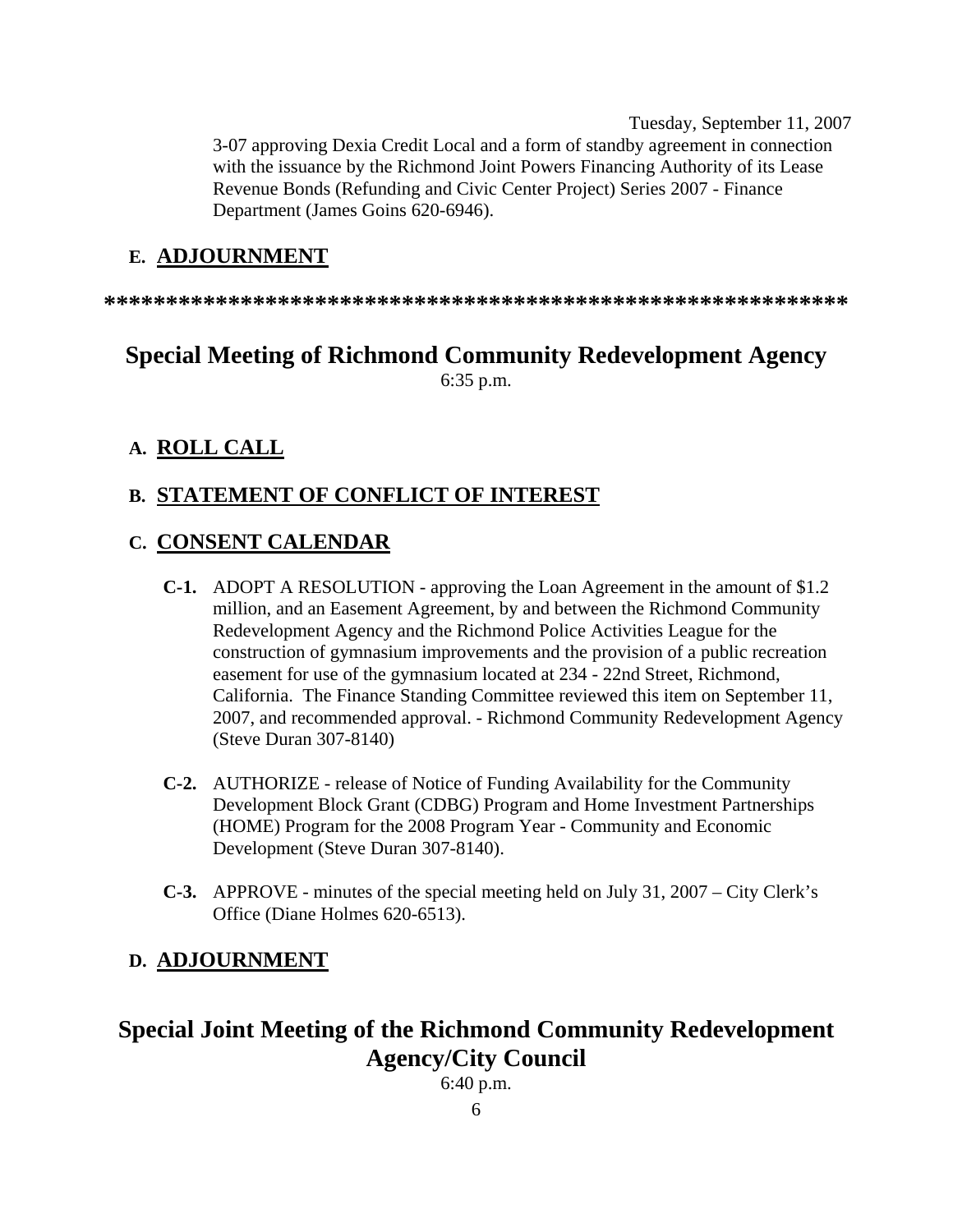3-07 approving Dexia Credit Local and a form of standby agreement in connection with the issuance by the Richmond Joint Powers Financing Authority of its Lease Revenue Bonds (Refunding and Civic Center Project) Series 2007 - Finance Department (James Goins 620-6946).

**E. ADJOURNMENT**

*************************************************************

## Special Meeting of Richmond Community Redevelopment Agency

6:35 p.m.

**A. ROLL CALL**

**B. STATEMENT OF CONFLICT OF INTEREST**

**C. CONSENT CALENDAR**

**C-1.** ADOPT A RESOLUTION - approving the Loan Agreement in the amount of $1.2 million, and an Easement Agreement, by and between the Richmond Community Redevelopment Agency and the Richmond Police Activities League for the construction of gymnasium improvements and the provision of a public recreation easement for use of the gymnasium located at 234 - 22nd Street, Richmond, California. The Finance Standing Committee reviewed this item on September 11, 2007, and recommended approval. - Richmond Community Redevelopment Agency (Steve Duran 307-8140)

**C-2.** AUTHORIZE - release of Notice of Funding Availability for the Community Development Block Grant (CDBG) Program and Home Investment Partnerships (HOME) Program for the 2008 Program Year - Community and Economic Development (Steve Duran 307-8140).

**C-3.** APPROVE - minutes of the special meeting held on July 31, 2007 – City Clerk's Office (Diane Holmes 620-6513).

**D. ADJOURNMENT**

## Special Joint Meeting of the Richmond Community Redevelopment Agency/City Council

6:40 p.m.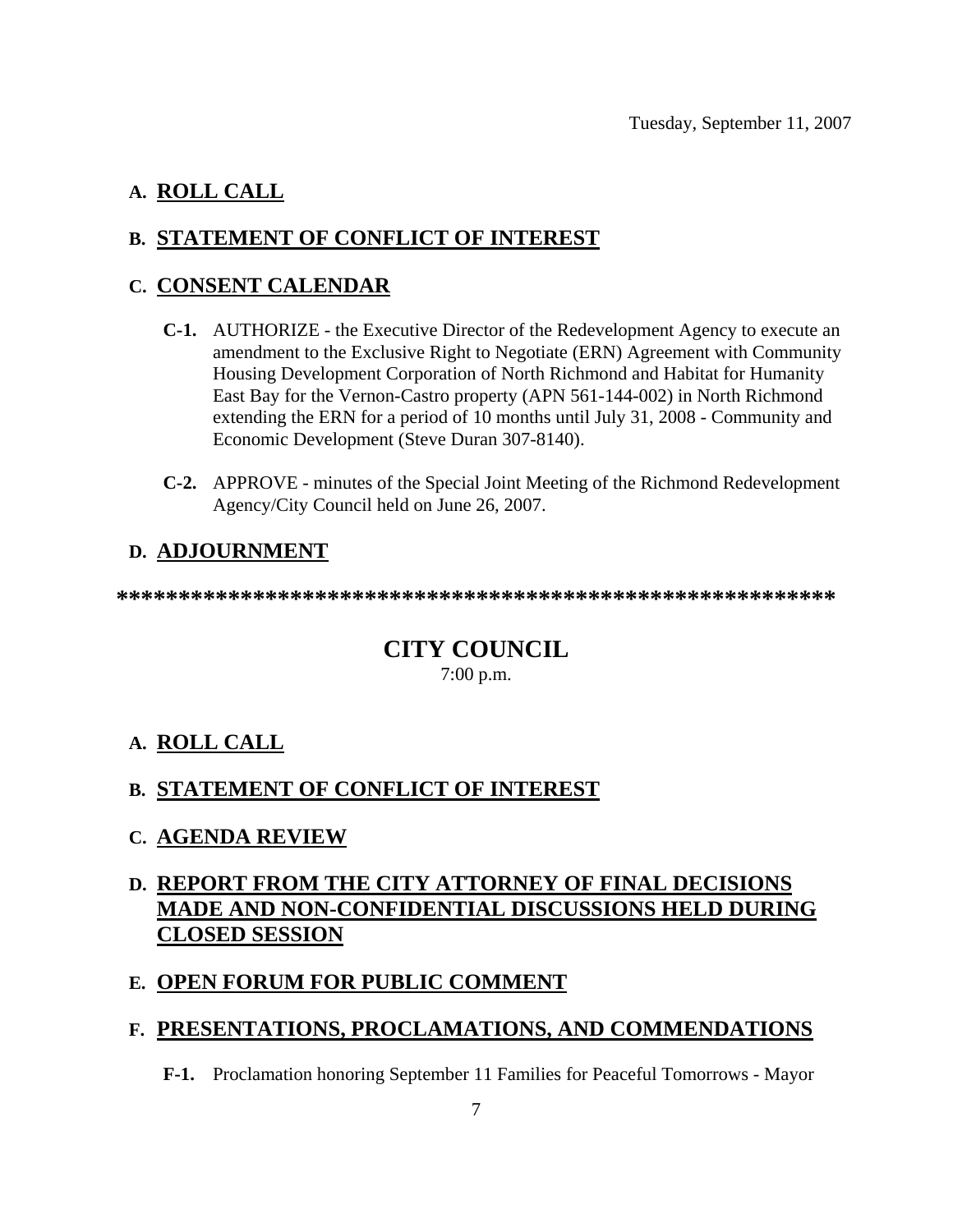Tuesday, September 11, 2007

## A. ROLL CALL

## B. STATEMENT OF CONFLICT OF INTEREST

## C. CONSENT CALENDAR

**C-1.** AUTHORIZE - the Executive Director of the Redevelopment Agency to execute an amendment to the Exclusive Right to Negotiate (ERN) Agreement with Community Housing Development Corporation of North Richmond and Habitat for Humanity East Bay for the Vernon-Castro property (APN 561-144-002) in North Richmond extending the ERN for a period of 10 months until July 31, 2008 - Community and Economic Development (Steve Duran 307-8140).

**C-2.** APPROVE - minutes of the Special Joint Meeting of the Richmond Redevelopment Agency/City Council held on June 26, 2007.

## D. ADJOURNMENT

**************************************************************

# CITY COUNCIL

7:00 p.m.

## A. ROLL CALL

## B. STATEMENT OF CONFLICT OF INTEREST

## C. AGENDA REVIEW

## D. REPORT FROM THE CITY ATTORNEY OF FINAL DECISIONS MADE AND NON-CONFIDENTIAL DISCUSSIONS HELD DURING CLOSED SESSION

## E. OPEN FORUM FOR PUBLIC COMMENT

## F. PRESENTATIONS, PROCLAMATIONS, AND COMMENDATIONS

**F-1.** Proclamation honoring September 11 Families for Peaceful Tomorrows - Mayor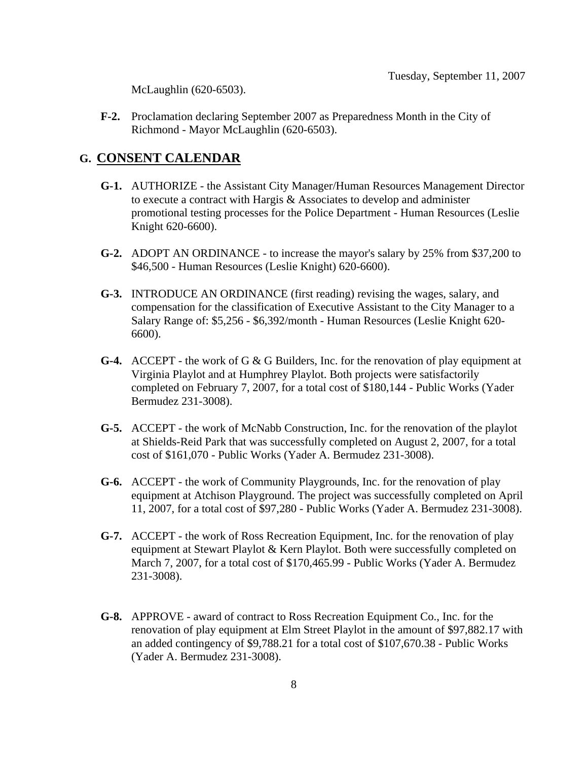McLaughlin (620-6503).

**F-2.** Proclamation declaring September 2007 as Preparedness Month in the City of Richmond - Mayor McLaughlin (620-6503).

## G. CONSENT CALENDAR

**G-1.** AUTHORIZE - the Assistant City Manager/Human Resources Management Director to execute a contract with Hargis & Associates to develop and administer promotional testing processes for the Police Department - Human Resources (Leslie Knight 620-6600).

**G-2.** ADOPT AN ORDINANCE - to increase the mayor's salary by 25% from $37,200 to $46,500 - Human Resources (Leslie Knight) 620-6600).

**G-3.** INTRODUCE AN ORDINANCE (first reading) revising the wages, salary, and compensation for the classification of Executive Assistant to the City Manager to a Salary Range of: $5,256 - $6,392/month - Human Resources (Leslie Knight 620-6600).

**G-4.** ACCEPT - the work of G & G Builders, Inc. for the renovation of play equipment at Virginia Playlot and at Humphrey Playlot. Both projects were satisfactorily completed on February 7, 2007, for a total cost of $180,144 - Public Works (Yader Bermudez 231-3008).

**G-5.** ACCEPT - the work of McNabb Construction, Inc. for the renovation of the playlot at Shields-Reid Park that was successfully completed on August 2, 2007, for a total cost of $161,070 - Public Works (Yader A. Bermudez 231-3008).

**G-6.** ACCEPT - the work of Community Playgrounds, Inc. for the renovation of play equipment at Atchison Playground. The project was successfully completed on April 11, 2007, for a total cost of $97,280 - Public Works (Yader A. Bermudez 231-3008).

**G-7.** ACCEPT - the work of Ross Recreation Equipment, Inc. for the renovation of play equipment at Stewart Playlot & Kern Playlot. Both were successfully completed on March 7, 2007, for a total cost of $170,465.99 - Public Works (Yader A. Bermudez 231-3008).

**G-8.** APPROVE - award of contract to Ross Recreation Equipment Co., Inc. for the renovation of play equipment at Elm Street Playlot in the amount of $97,882.17 with an added contingency of $9,788.21 for a total cost of $107,670.38 - Public Works (Yader A. Bermudez 231-3008).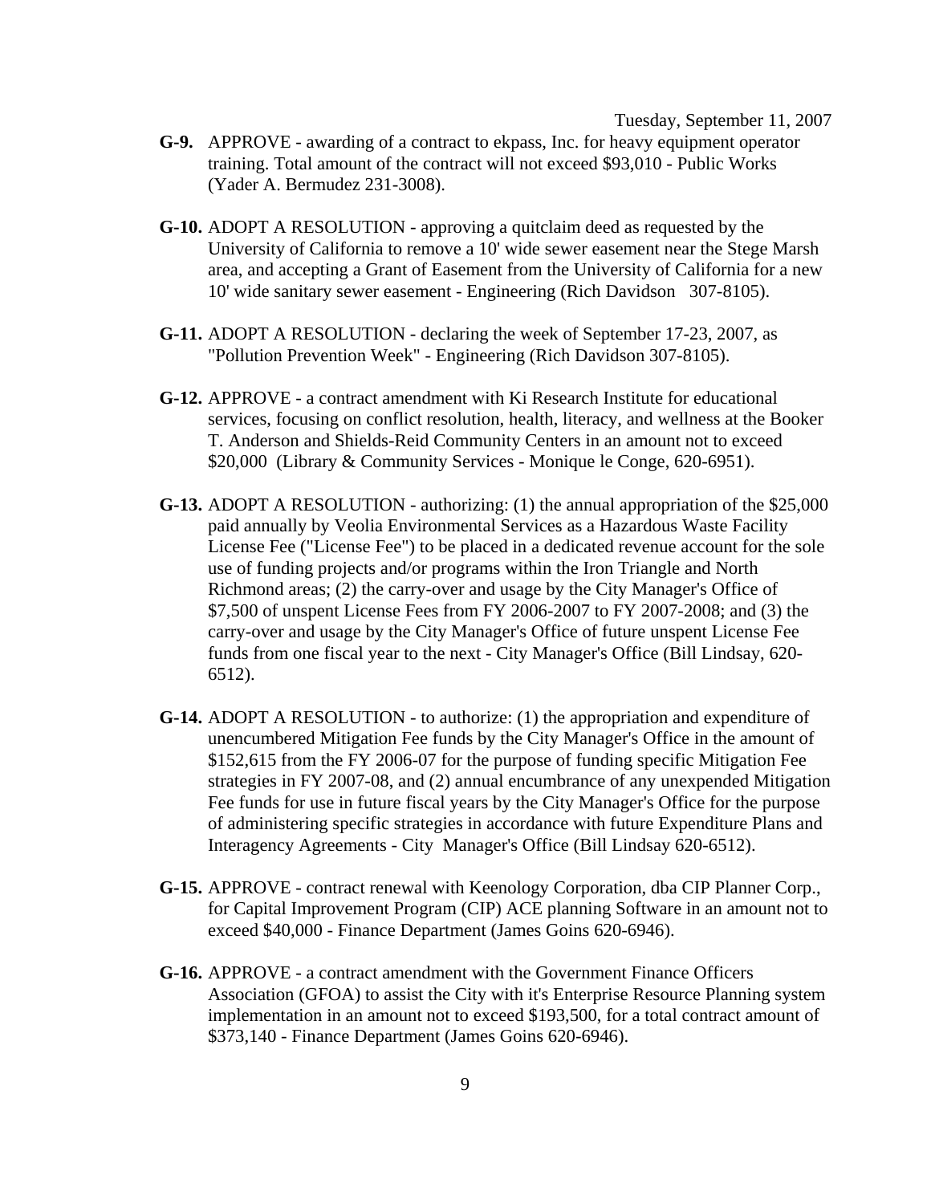Tuesday, September 11, 2007

**G-9.** APPROVE - awarding of a contract to ekpass, Inc. for heavy equipment operator training. Total amount of the contract will not exceed $93,010 - Public Works (Yader A. Bermudez 231-3008).

**G-10.** ADOPT A RESOLUTION - approving a quitclaim deed as requested by the University of California to remove a 10' wide sewer easement near the Stege Marsh area, and accepting a Grant of Easement from the University of California for a new 10' wide sanitary sewer easement - Engineering (Rich Davidson 307-8105).

**G-11.** ADOPT A RESOLUTION - declaring the week of September 17-23, 2007, as "Pollution Prevention Week" - Engineering (Rich Davidson 307-8105).

**G-12.** APPROVE - a contract amendment with Ki Research Institute for educational services, focusing on conflict resolution, health, literacy, and wellness at the Booker T. Anderson and Shields-Reid Community Centers in an amount not to exceed $20,000 (Library & Community Services - Monique le Conge, 620-6951).

**G-13.** ADOPT A RESOLUTION - authorizing: (1) the annual appropriation of the $25,000 paid annually by Veolia Environmental Services as a Hazardous Waste Facility License Fee ("License Fee") to be placed in a dedicated revenue account for the sole use of funding projects and/or programs within the Iron Triangle and North Richmond areas; (2) the carry-over and usage by the City Manager's Office of $7,500 of unspent License Fees from FY 2006-2007 to FY 2007-2008; and (3) the carry-over and usage by the City Manager's Office of future unspent License Fee funds from one fiscal year to the next - City Manager's Office (Bill Lindsay, 620-6512).

**G-14.** ADOPT A RESOLUTION - to authorize: (1) the appropriation and expenditure of unencumbered Mitigation Fee funds by the City Manager's Office in the amount of $152,615 from the FY 2006-07 for the purpose of funding specific Mitigation Fee strategies in FY 2007-08, and (2) annual encumbrance of any unexpended Mitigation Fee funds for use in future fiscal years by the City Manager's Office for the purpose of administering specific strategies in accordance with future Expenditure Plans and Interagency Agreements - City Manager's Office (Bill Lindsay 620-6512).

**G-15.** APPROVE - contract renewal with Keenology Corporation, dba CIP Planner Corp., for Capital Improvement Program (CIP) ACE planning Software in an amount not to exceed $40,000 - Finance Department (James Goins 620-6946).

**G-16.** APPROVE - a contract amendment with the Government Finance Officers Association (GFOA) to assist the City with it's Enterprise Resource Planning system implementation in an amount not to exceed $193,500, for a total contract amount of $373,140 - Finance Department (James Goins 620-6946).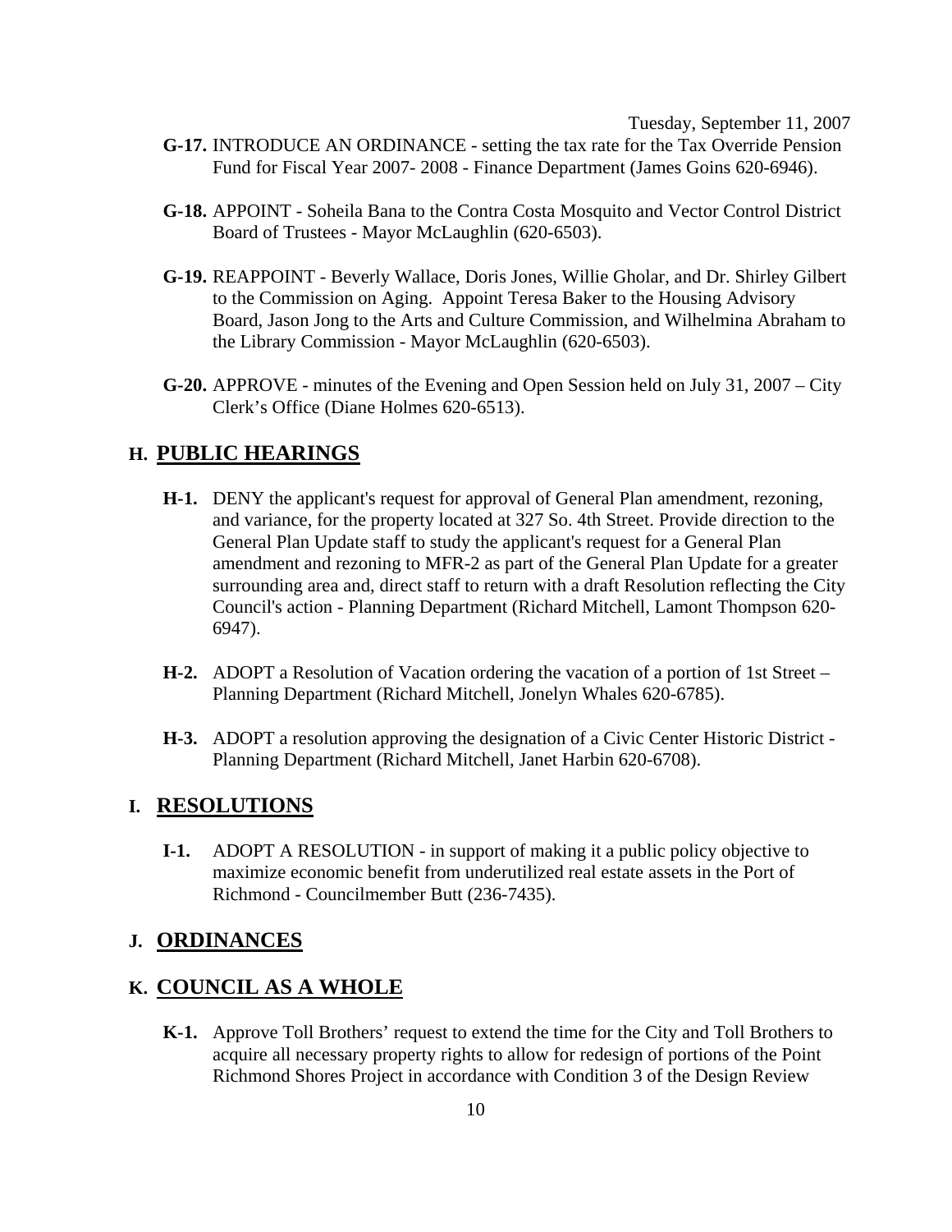Tuesday, September 11, 2007

**G-17.** INTRODUCE AN ORDINANCE - setting the tax rate for the Tax Override Pension Fund for Fiscal Year 2007- 2008 - Finance Department (James Goins 620-6946).

**G-18.** APPOINT - Soheila Bana to the Contra Costa Mosquito and Vector Control District Board of Trustees - Mayor McLaughlin (620-6503).

**G-19.** REAPPOINT - Beverly Wallace, Doris Jones, Willie Gholar, and Dr. Shirley Gilbert to the Commission on Aging. Appoint Teresa Baker to the Housing Advisory Board, Jason Jong to the Arts and Culture Commission, and Wilhelmina Abraham to the Library Commission - Mayor McLaughlin (620-6503).

**G-20.** APPROVE - minutes of the Evening and Open Session held on July 31, 2007 – City Clerk's Office (Diane Holmes 620-6513).

## H. PUBLIC HEARINGS

**H-1.** DENY the applicant's request for approval of General Plan amendment, rezoning, and variance, for the property located at 327 So. 4th Street. Provide direction to the General Plan Update staff to study the applicant's request for a General Plan amendment and rezoning to MFR-2 as part of the General Plan Update for a greater surrounding area and, direct staff to return with a draft Resolution reflecting the City Council's action - Planning Department (Richard Mitchell, Lamont Thompson 620-6947).

**H-2.** ADOPT a Resolution of Vacation ordering the vacation of a portion of 1st Street – Planning Department (Richard Mitchell, Jonelyn Whales 620-6785).

**H-3.** ADOPT a resolution approving the designation of a Civic Center Historic District - Planning Department (Richard Mitchell, Janet Harbin 620-6708).

## I. RESOLUTIONS

**I-1.** ADOPT A RESOLUTION - in support of making it a public policy objective to maximize economic benefit from underutilized real estate assets in the Port of Richmond - Councilmember Butt (236-7435).

## J. ORDINANCES

## K. COUNCIL AS A WHOLE

**K-1.** Approve Toll Brothers' request to extend the time for the City and Toll Brothers to acquire all necessary property rights to allow for redesign of portions of the Point Richmond Shores Project in accordance with Condition 3 of the Design Review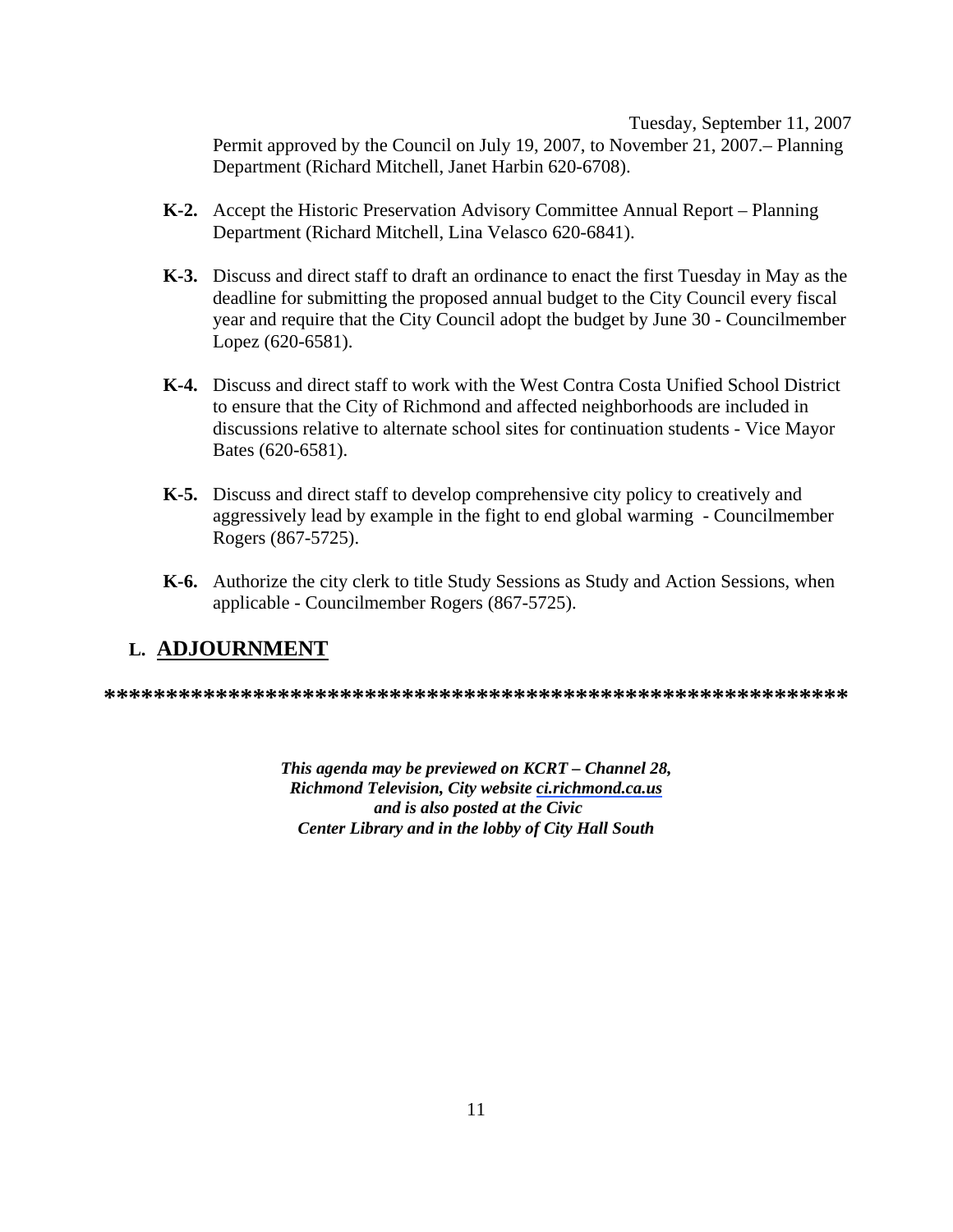Permit approved by the Council on July 19, 2007, to November 21, 2007.– Planning Department (Richard Mitchell, Janet Harbin 620-6708).

**K-2.** Accept the Historic Preservation Advisory Committee Annual Report – Planning Department (Richard Mitchell, Lina Velasco 620-6841).

**K-3.** Discuss and direct staff to draft an ordinance to enact the first Tuesday in May as the deadline for submitting the proposed annual budget to the City Council every fiscal year and require that the City Council adopt the budget by June 30 - Councilmember Lopez (620-6581).

**K-4.** Discuss and direct staff to work with the West Contra Costa Unified School District to ensure that the City of Richmond and affected neighborhoods are included in discussions relative to alternate school sites for continuation students - Vice Mayor Bates (620-6581).

**K-5.** Discuss and direct staff to develop comprehensive city policy to creatively and aggressively lead by example in the fight to end global warming - Councilmember Rogers (867-5725).

**K-6.** Authorize the city clerk to title Study Sessions as Study and Action Sessions, when applicable - Councilmember Rogers (867-5725).

## L. ADJOURNMENT

************************************************************

***This agenda may be previewed on KCRT – Channel 28, Richmond Television, City website ci.richmond.ca.us and is also posted at the Civic Center Library and in the lobby of City Hall South***